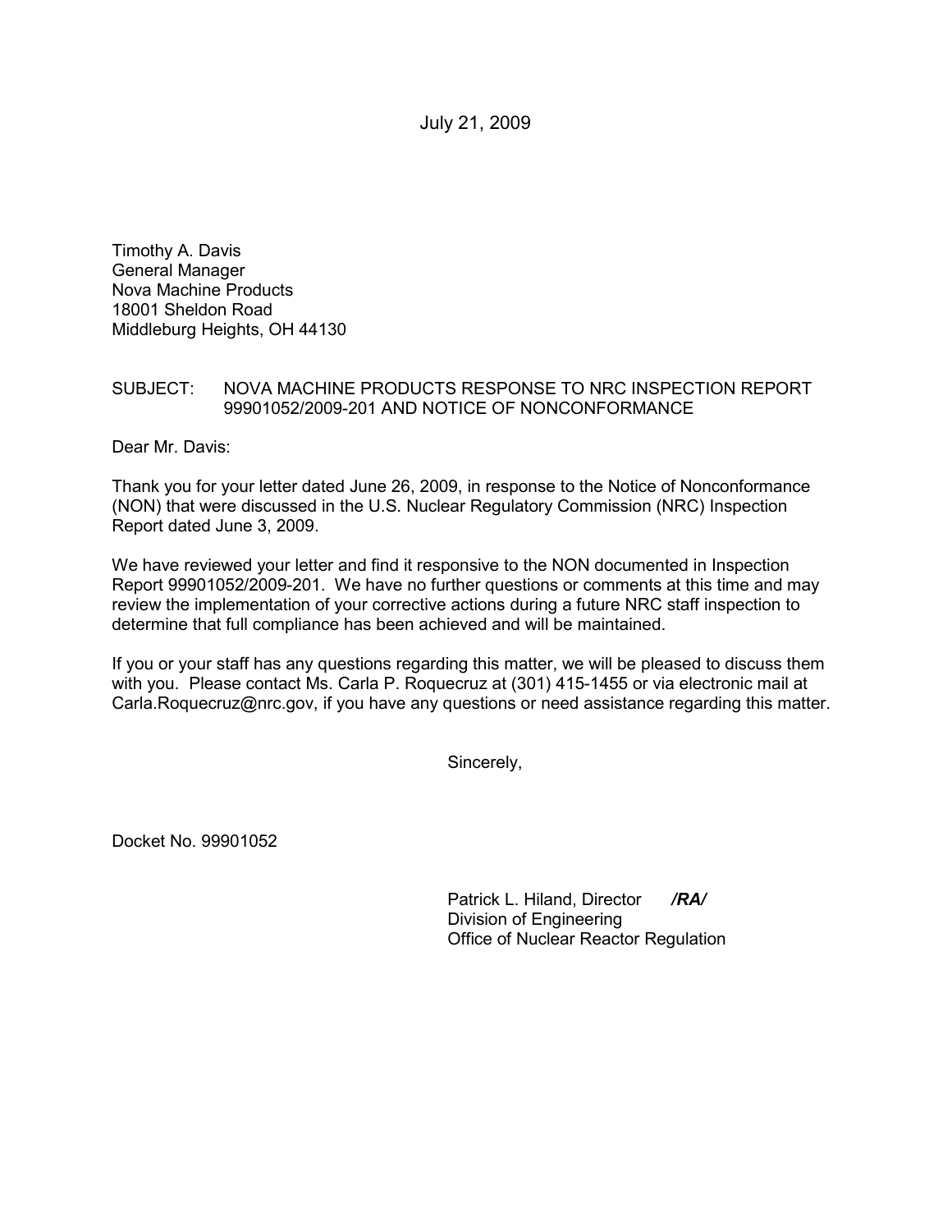July 21, 2009

Timothy A. Davis
General Manager
Nova Machine Products
18001 Sheldon Road
Middleburg Heights, OH 44130

SUBJECT: NOVA MACHINE PRODUCTS RESPONSE TO NRC INSPECTION REPORT 99901052/2009-201 AND NOTICE OF NONCONFORMANCE

Dear Mr. Davis:

Thank you for your letter dated June 26, 2009, in response to the Notice of Nonconformance (NON) that were discussed in the U.S. Nuclear Regulatory Commission (NRC) Inspection Report dated June 3, 2009.

We have reviewed your letter and find it responsive to the NON documented in Inspection Report 99901052/2009-201. We have no further questions or comments at this time and may review the implementation of your corrective actions during a future NRC staff inspection to determine that full compliance has been achieved and will be maintained.

If you or your staff has any questions regarding this matter, we will be pleased to discuss them with you. Please contact Ms. Carla P. Roquecruz at (301) 415-1455 or via electronic mail at Carla.Roquecruz@nrc.gov, if you have any questions or need assistance regarding this matter.

Sincerely,

Docket No. 99901052

Patrick L. Hiland, Director ***/RA/***
Division of Engineering
Office of Nuclear Reactor Regulation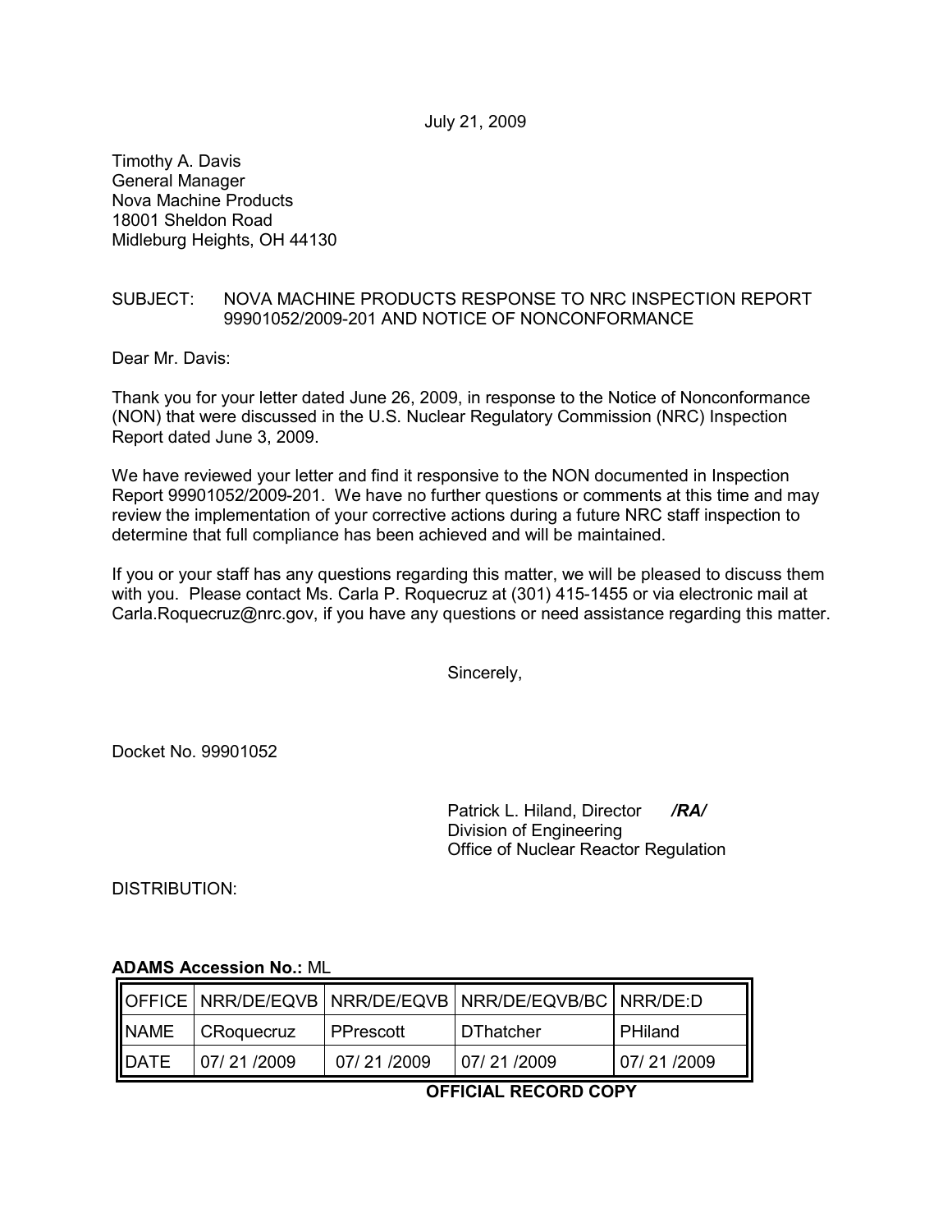July 21, 2009

Timothy A. Davis
General Manager
Nova Machine Products
18001 Sheldon Road
Midleburg Heights, OH 44130

SUBJECT: NOVA MACHINE PRODUCTS RESPONSE TO NRC INSPECTION REPORT 99901052/2009-201 AND NOTICE OF NONCONFORMANCE

Dear Mr. Davis:

Thank you for your letter dated June 26, 2009, in response to the Notice of Nonconformance (NON) that were discussed in the U.S. Nuclear Regulatory Commission (NRC) Inspection Report dated June 3, 2009.

We have reviewed your letter and find it responsive to the NON documented in Inspection Report 99901052/2009-201. We have no further questions or comments at this time and may review the implementation of your corrective actions during a future NRC staff inspection to determine that full compliance has been achieved and will be maintained.

If you or your staff has any questions regarding this matter, we will be pleased to discuss them with you. Please contact Ms. Carla P. Roquecruz at (301) 415-1455 or via electronic mail at Carla.Roquecruz@nrc.gov, if you have any questions or need assistance regarding this matter.

Sincerely,

Docket No. 99901052

Patrick L. Hiland, Director ***/RA/***
Division of Engineering
Office of Nuclear Reactor Regulation

DISTRIBUTION:

**ADAMS Accession No.:** ML

| OFFICE | NRR/DE/EQVB | NRR/DE/EQVB | NRR/DE/EQVB/BC | NRR/DE:D |
|---|---|---|---|---|
| NAME | CRoquecruz | PPrescott | DThatcher | PHiland |
| DATE | 07/ 21 /2009 | 07/ 21 /2009 | 07/ 21 /2009 | 07/ 21 /2009 |

**OFFICIAL RECORD COPY**